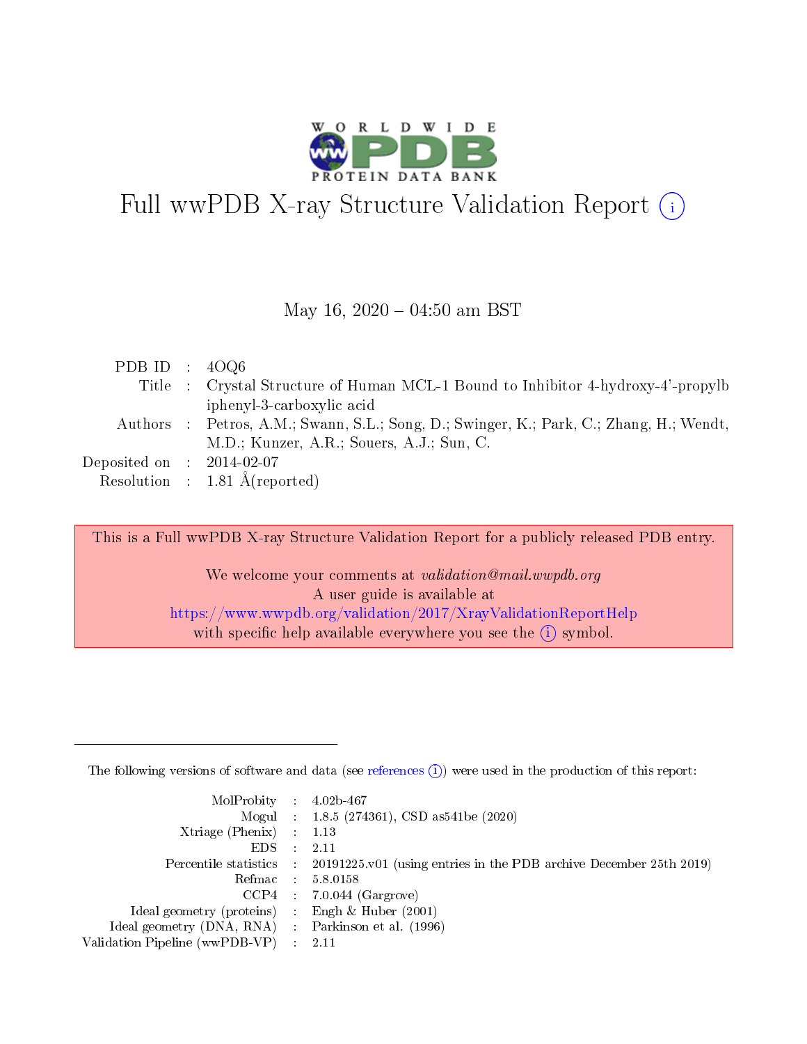# Full wwPDB X-ray Structure Validation Report (i)

May 16, 2020 – 04:50 am BST

| | | |
|---|---|---|
| PDB ID | : | 4OQ6 |
| Title | : | Crystal Structure of Human MCL-1 Bound to Inhibitor 4-hydroxy-4'-propylbiphenyl-3-carboxylic acid |
| Authors | : | Petros, A.M.; Swann, S.L.; Song, D.; Swinger, K.; Park, C.; Zhang, H.; Wendt, M.D.; Kunzer, A.R.; Souers, A.J.; Sun, C. |
| Deposited on | : | 2014-02-07 |
| Resolution | : | 1.81 Å(reported) |

This is a Full wwPDB X-ray Structure Validation Report for a publicly released PDB entry.

We welcome your comments at *validation@mail.wwpdb.org*
A user guide is available at
https://www.wwpdb.org/validation/2017/XrayValidationReportHelp
with specific help available everywhere you see the (i) symbol.

---

The following versions of software and data (see references (i)) were used in the production of this report:

| | | |
|---|---|---|
| MolProbity | : | 4.02b-467 |
| Mogul | : | 1.8.5 (274361), CSD as541be (2020) |
| Xtriage (Phenix) | : | 1.13 |
| EDS | : | 2.11 |
| Percentile statistics | : | 20191225.v01 (using entries in the PDB archive December 25th 2019) |
| Refmac | : | 5.8.0158 |
| CCP4 | : | 7.0.044 (Gargrove) |
| Ideal geometry (proteins) | : | Engh & Huber (2001) |
| Ideal geometry (DNA, RNA) | : | Parkinson et al. (1996) |
| Validation Pipeline (wwPDB-VP) | : | 2.11 |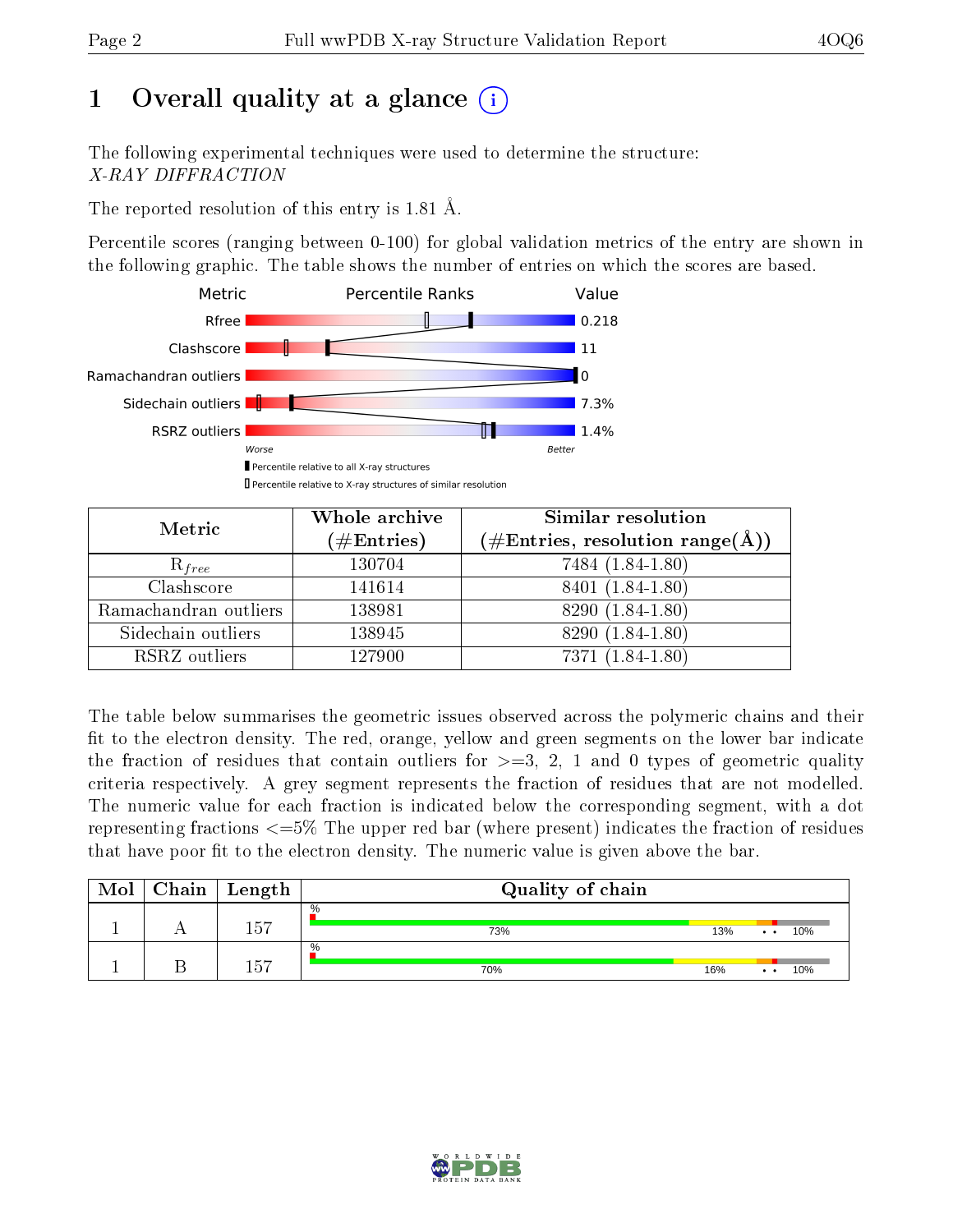# 1 Overall quality at a glance (i)

The following experimental techniques were used to determine the structure:
*X-RAY DIFFRACTION*

The reported resolution of this entry is 1.81 Å.

Percentile scores (ranging between 0-100) for global validation metrics of the entry are shown in the following graphic. The table shows the number of entries on which the scores are based.

| Metric | Value |
|---|---|
| Rfree | 0.218 |
| Clashscore | 11 |
| Ramachandran outliers | 0 |
| Sidechain outliers | 7.3% |
| RSRZ outliers | 1.4% |

Worse — Better

Percentile relative to all X-ray structures

Percentile relative to X-ray structures of similar resolution

| Metric | Whole archive (#Entries) | Similar resolution (#Entries, resolution range(Å)) |
|---|---|---|
| $R_{free}$ | 130704 | 7484 (1.84-1.80) |
| Clashscore | 141614 | 8401 (1.84-1.80) |
| Ramachandran outliers | 138981 | 8290 (1.84-1.80) |
| Sidechain outliers | 138945 | 8290 (1.84-1.80) |
| RSRZ outliers | 127900 | 7371 (1.84-1.80) |

The table below summarises the geometric issues observed across the polymeric chains and their fit to the electron density. The red, orange, yellow and green segments on the lower bar indicate the fraction of residues that contain outliers for >=3, 2, 1 and 0 types of geometric quality criteria respectively. A grey segment represents the fraction of residues that are not modelled. The numeric value for each fraction is indicated below the corresponding segment, with a dot representing fractions <=5% The upper red bar (where present) indicates the fraction of residues that have poor fit to the electron density. The numeric value is given above the bar.

| Mol | Chain | Length | Quality of chain |
|---|---|---|---|
| 1 | A | 157 | % 73% 13% • • 10% |
| 1 | B | 157 | % 70% 16% • • 10% |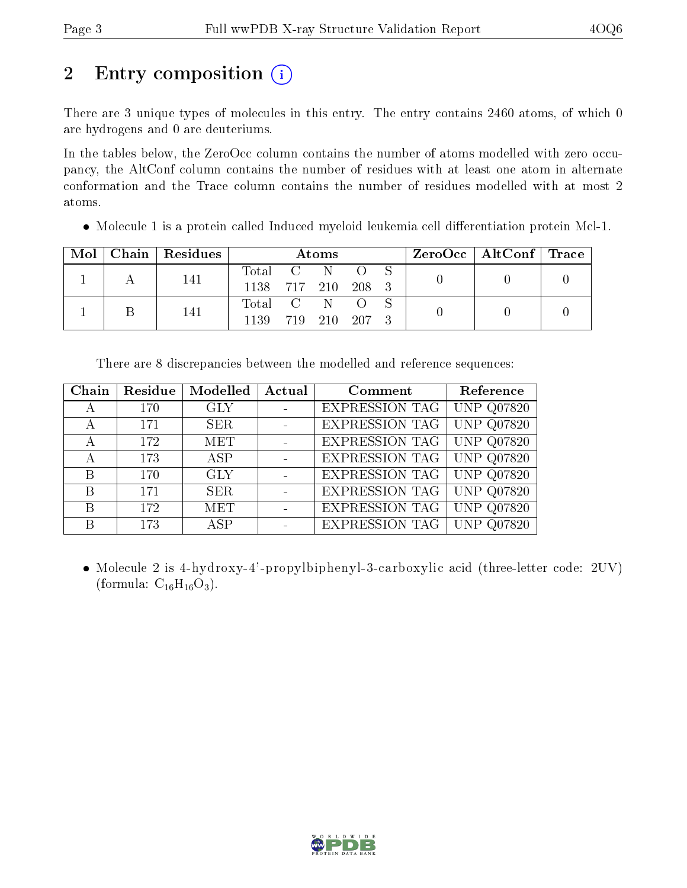## 2 Entry composition

There are 3 unique types of molecules in this entry. The entry contains 2460 atoms, of which 0 are hydrogens and 0 are deuteriums.

In the tables below, the ZeroOcc column contains the number of atoms modelled with zero occupancy, the AltConf column contains the number of residues with at least one atom in alternate conformation and the Trace column contains the number of residues modelled with at most 2 atoms.

- Molecule 1 is a protein called Induced myeloid leukemia cell differentiation protein Mcl-1.

| Mol | Chain | Residues | Atoms | | | | | ZeroOcc | AltConf | Trace |
|---|---|---|---|---|---|---|---|---|---|---|
| 1 | A | 141 | Total 1138 | C 717 | N 210 | O 208 | S 3 | 0 | 0 | 0 |
| 1 | B | 141 | Total 1139 | C 719 | N 210 | O 207 | S 3 | 0 | 0 | 0 |

There are 8 discrepancies between the modelled and reference sequences:

| Chain | Residue | Modelled | Actual | Comment | Reference |
|---|---|---|---|---|---|
| A | 170 | GLY | - | EXPRESSION TAG | UNP Q07820 |
| A | 171 | SER | - | EXPRESSION TAG | UNP Q07820 |
| A | 172 | MET | - | EXPRESSION TAG | UNP Q07820 |
| A | 173 | ASP | - | EXPRESSION TAG | UNP Q07820 |
| B | 170 | GLY | - | EXPRESSION TAG | UNP Q07820 |
| B | 171 | SER | - | EXPRESSION TAG | UNP Q07820 |
| B | 172 | MET | - | EXPRESSION TAG | UNP Q07820 |
| B | 173 | ASP | - | EXPRESSION TAG | UNP Q07820 |

- Molecule 2 is 4-hydroxy-4'-propylbiphenyl-3-carboxylic acid (three-letter code: 2UV) (formula: $C_{16}H_{16}O_3$).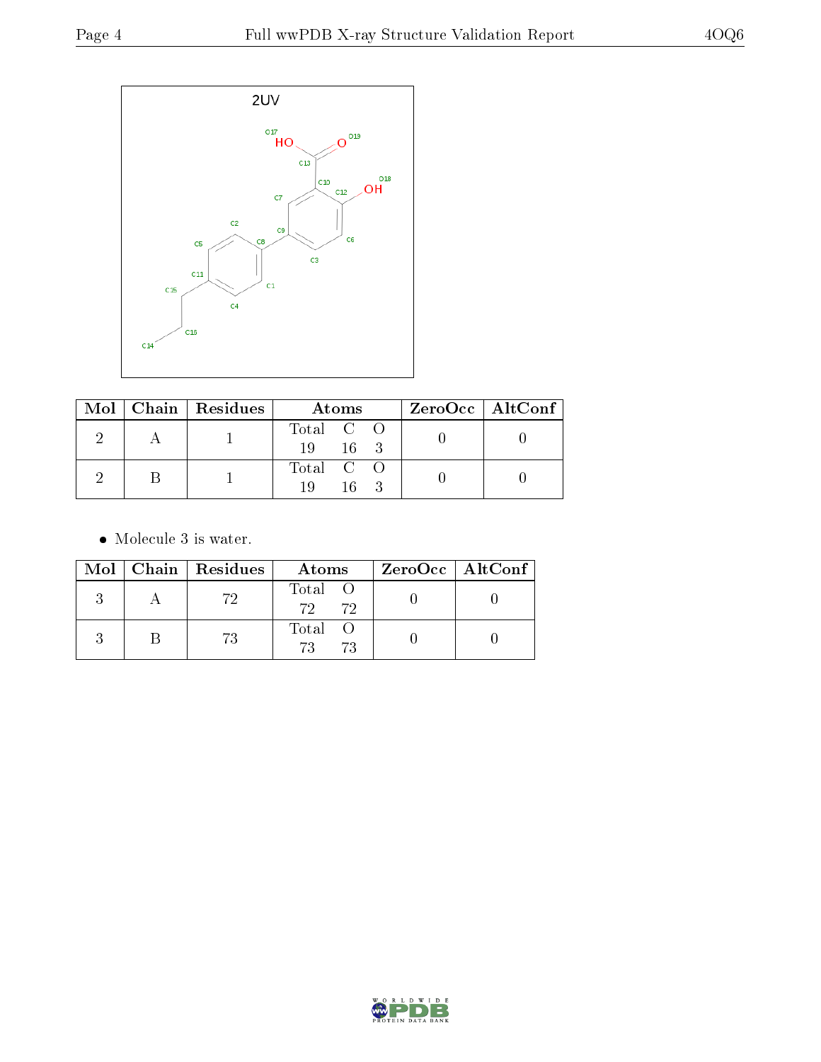2UV

| Mol | Chain | Residues | Atoms | | | ZeroOcc | AltConf |
|---|---|---|---|---|---|---|---|
| | | | Total | C | O | | |
| 2 | A | 1 | 19 | 16 | 3 | 0 | 0 |
| 2 | B | 1 | 19 | 16 | 3 | 0 | 0 |

- Molecule 3 is water.

| Mol | Chain | Residues | Atoms | | ZeroOcc | AltConf |
|---|---|---|---|---|---|---|
| | | | Total | O | | |
| 3 | A | 72 | 72 | 72 | 0 | 0 |
| 3 | B | 73 | 73 | 73 | 0 | 0 |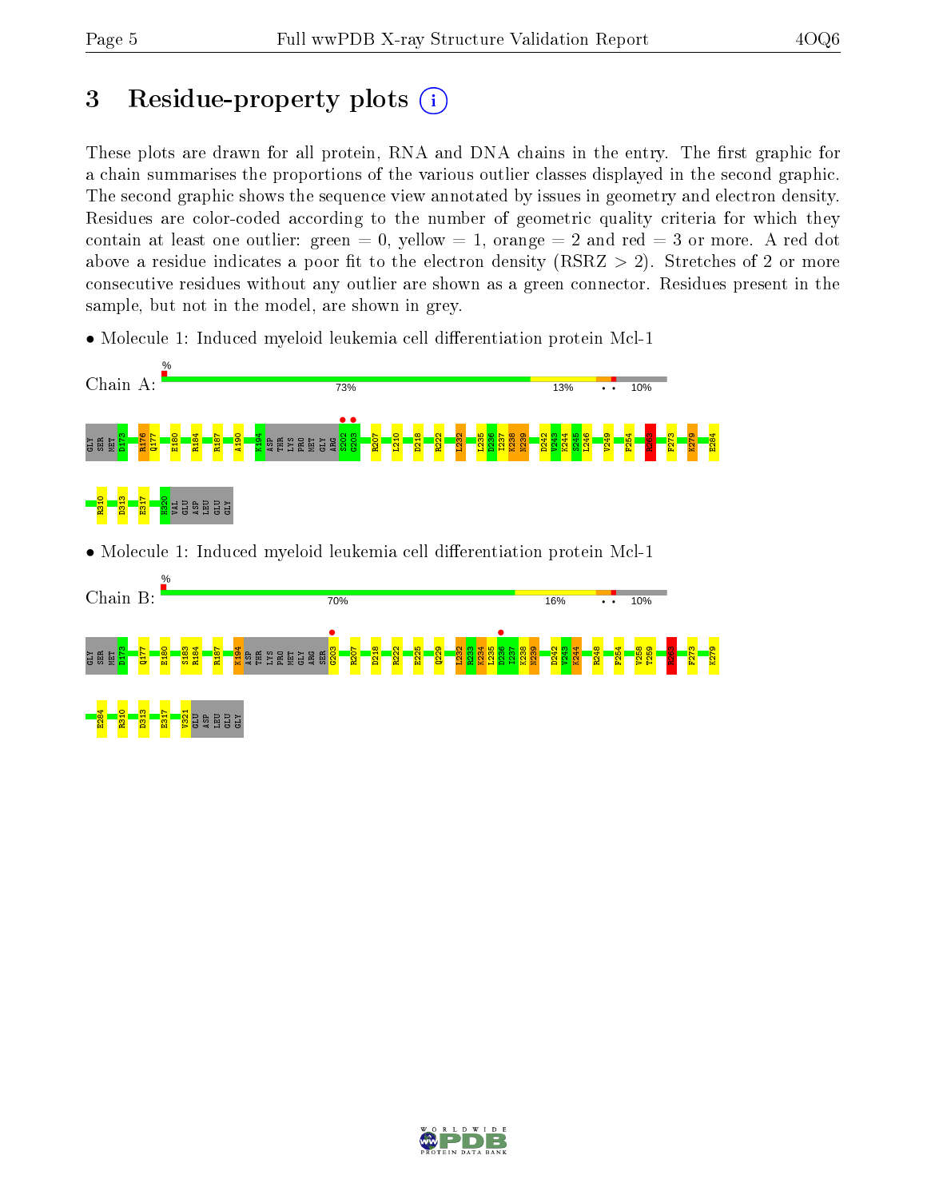# 3 Residue-property plots

These plots are drawn for all protein, RNA and DNA chains in the entry. The first graphic for a chain summarises the proportions of the various outlier classes displayed in the second graphic. The second graphic shows the sequence view annotated by issues in geometry and electron density. Residues are color-coded according to the number of geometric quality criteria for which they contain at least one outlier: green = 0, yellow = 1, orange = 2 and red = 3 or more. A red dot above a residue indicates a poor fit to the electron density (RSRZ > 2). Stretches of 2 or more consecutive residues without any outlier are shown as a green connector. Residues present in the sample, but not in the model, are shown in grey.

- Molecule 1: Induced myeloid leukemia cell differentiation protein Mcl-1

Chain A: 73% 13% • • 10%

GLY SER MET D173 R176 Q177 E180 R184 R187 A190 K194 ASP THR LYS PRO MET GLY ARG S202 G203 R207 L210 D218 R222 L232 L235 D236 I237 K238 N239 D242 V243 K244 S245 L246 V249 F254 R263 F273 K279 E284 R310 D313 E317 H320 VAL GLU ASP LEU GLU GLY

- Molecule 1: Induced myeloid leukemia cell differentiation protein Mcl-1

Chain B: 70% 16% • • 10%

GLY SER MET D173 Q177 E180 S183 R184 R187 K194 ASP THR LYS PRO MET GLY ARG SER G203 R207 D218 R222 E225 Q229 L232 R233 K234 L235 D236 I237 K238 N239 D242 V243 K244 R248 F254 V258 T259 R263 F273 K279 E284 R310 D313 E317 V321 GLU ASP LEU GLU GLY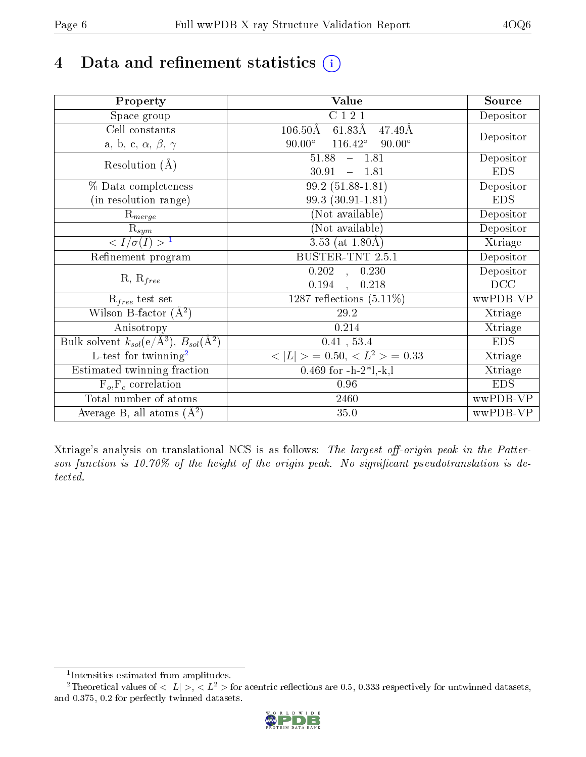# 4 Data and refinement statistics

| Property | Value | Source |
|---|---|---|
| Space group | C 1 2 1 | Depositor |
| Cell constants<br>a, b, c, $\alpha$, $\beta$, $\gamma$ | 106.50Å 61.83Å 47.49Å<br>90.00° 116.42° 90.00° | Depositor |
| Resolution (Å) | 51.88 – 1.81<br>30.91 – 1.81 | Depositor<br>EDS |
| % Data completeness<br>(in resolution range) | 99.2 (51.88-1.81)<br>99.3 (30.91-1.81) | Depositor<br>EDS |
| $R_{merge}$ | (Not available) | Depositor |
| $R_{sym}$ | (Not available) | Depositor |
| $< I/\sigma(I) >$ [1] | 3.53 (at 1.80Å) | Xtriage |
| Refinement program | BUSTER-TNT 2.5.1 | Depositor |
| R, $R_{free}$ | 0.202 , 0.230<br>0.194 , 0.218 | Depositor<br>DCC |
| $R_{free}$ test set | 1287 reflections (5.11%) | wwPDB-VP |
| Wilson B-factor (Å$^2$) | 29.2 | Xtriage |
| Anisotropy | 0.214 | Xtriage |
| Bulk solvent $k_{sol}$(e/Å$^3$), $B_{sol}$(Å$^2$) | 0.41 , 53.4 | EDS |
| L-test for twinning[2] | $< \|L\| > = 0.50$, $< L^2 > = 0.33$ | Xtriage |
| Estimated twinning fraction | 0.469 for -h-2*l,-k,l | Xtriage |
| $F_o$,$F_c$ correlation | 0.96 | EDS |
| Total number of atoms | 2460 | wwPDB-VP |
| Average B, all atoms (Å$^2$) | 35.0 | wwPDB-VP |

Xtriage's analysis on translational NCS is as follows: *The largest off-origin peak in the Patterson function is 10.70% of the height of the origin peak. No significant pseudotranslation is detected.*

[1] Intensities estimated from amplitudes.

[2] Theoretical values of $< |L| >$, $< L^2 >$ for acentric reflections are 0.5, 0.333 respectively for untwinned datasets, and 0.375, 0.2 for perfectly twinned datasets.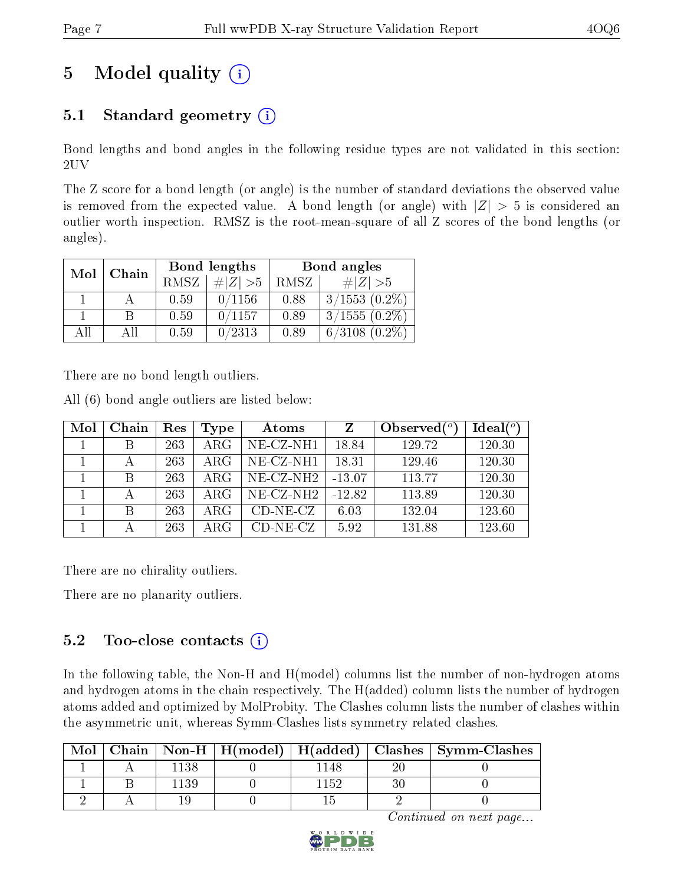# 5 Model quality (i)

## 5.1 Standard geometry (i)

Bond lengths and bond angles in the following residue types are not validated in this section: 2UV

The Z score for a bond length (or angle) is the number of standard deviations the observed value is removed from the expected value. A bond length (or angle) with $|Z| > 5$ is considered an outlier worth inspection. RMSZ is the root-mean-square of all Z scores of the bond lengths (or angles).

| Mol | Chain | Bond lengths | | Bond angles | |
|---|---|---|---|---|---|
| | | RMSZ | $\#|Z|>5$ | RMSZ | $\#|Z|>5$ |
| 1 | A | 0.59 | 0/1156 | 0.88 | 3/1553 (0.2%) |
| 1 | B | 0.59 | 0/1157 | 0.89 | 3/1555 (0.2%) |
| All | All | 0.59 | 0/2313 | 0.89 | 6/3108 (0.2%) |

There are no bond length outliers.

All (6) bond angle outliers are listed below:

| Mol | Chain | Res | Type | Atoms | Z | Observed(°) | Ideal(°) |
|---|---|---|---|---|---|---|---|
| 1 | B | 263 | ARG | NE-CZ-NH1 | 18.84 | 129.72 | 120.30 |
| 1 | A | 263 | ARG | NE-CZ-NH1 | 18.31 | 129.46 | 120.30 |
| 1 | B | 263 | ARG | NE-CZ-NH2 | -13.07 | 113.77 | 120.30 |
| 1 | A | 263 | ARG | NE-CZ-NH2 | -12.82 | 113.89 | 120.30 |
| 1 | B | 263 | ARG | CD-NE-CZ | 6.03 | 132.04 | 123.60 |
| 1 | A | 263 | ARG | CD-NE-CZ | 5.92 | 131.88 | 123.60 |

There are no chirality outliers.

There are no planarity outliers.

## 5.2 Too-close contacts (i)

In the following table, the Non-H and H(model) columns list the number of non-hydrogen atoms and hydrogen atoms in the chain respectively. The H(added) column lists the number of hydrogen atoms added and optimized by MolProbity. The Clashes column lists the number of clashes within the asymmetric unit, whereas Symm-Clashes lists symmetry related clashes.

| Mol | Chain | Non-H | H(model) | H(added) | Clashes | Symm-Clashes |
|---|---|---|---|---|---|---|
| 1 | A | 1138 | 0 | 1148 | 20 | 0 |
| 1 | B | 1139 | 0 | 1152 | 30 | 0 |
| 2 | A | 19 | 0 | 15 | 2 | 0 |

*Continued on next page...*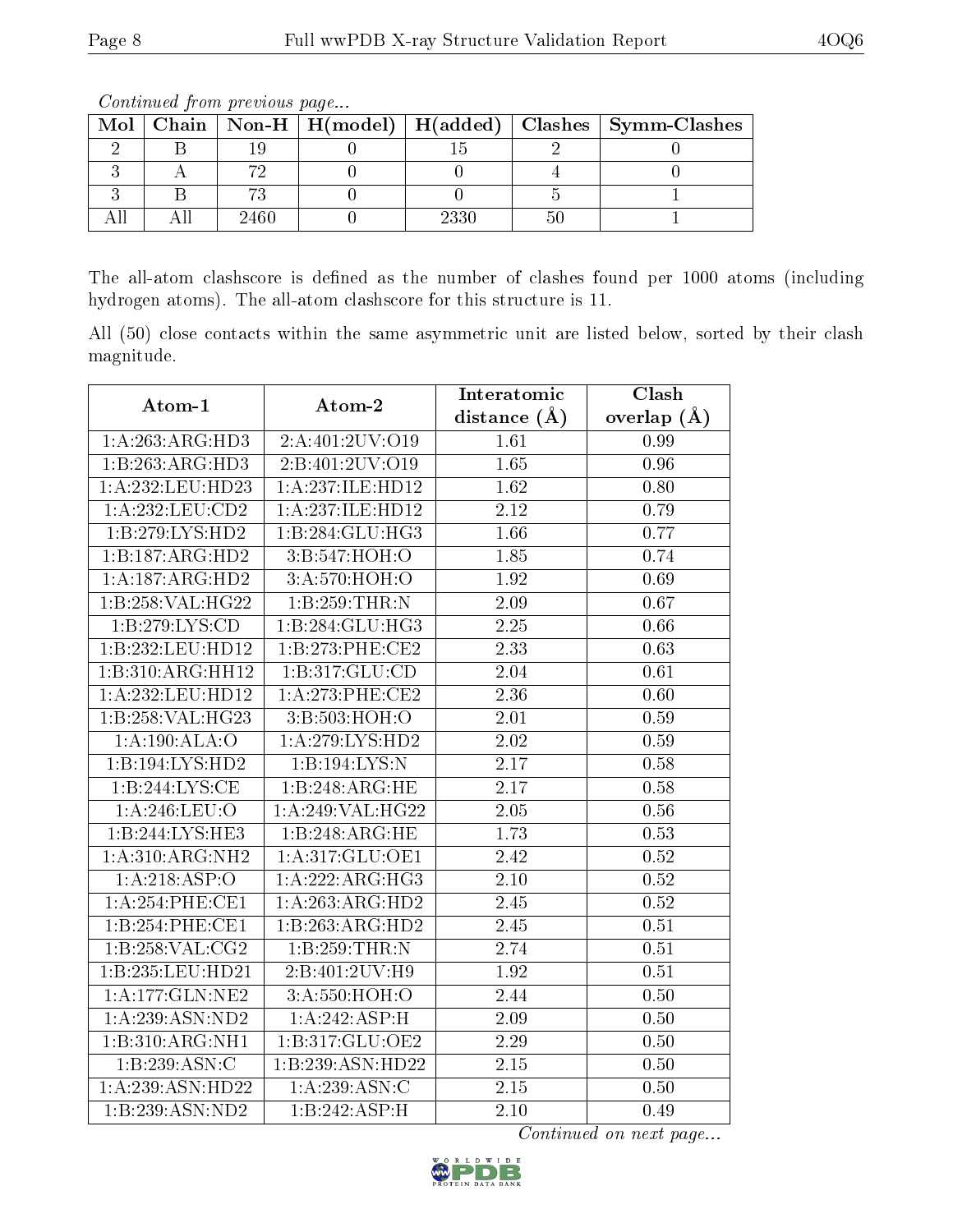*Continued from previous page...*

| Mol | Chain | Non-H | H(model) | H(added) | Clashes | Symm-Clashes |
|---|---|---|---|---|---|---|
| 2 | B | 19 | 0 | 15 | 2 | 0 |
| 3 | A | 72 | 0 | 0 | 4 | 0 |
| 3 | B | 73 | 0 | 0 | 5 | 1 |
| All | All | 2460 | 0 | 2330 | 50 | 1 |

The all-atom clashscore is defined as the number of clashes found per 1000 atoms (including hydrogen atoms). The all-atom clashscore for this structure is 11.

All (50) close contacts within the same asymmetric unit are listed below, sorted by their clash magnitude.

| Atom-1 | Atom-2 | Interatomic distance (Å) | Clash overlap (Å) |
|---|---|---|---|
| 1:A:263:ARG:HD3 | 2:A:401:2UV:O19 | 1.61 | 0.99 |
| 1:B:263:ARG:HD3 | 2:B:401:2UV:O19 | 1.65 | 0.96 |
| 1:A:232:LEU:HD23 | 1:A:237:ILE:HD12 | 1.62 | 0.80 |
| 1:A:232:LEU:CD2 | 1:A:237:ILE:HD12 | 2.12 | 0.79 |
| 1:B:279:LYS:HD2 | 1:B:284:GLU:HG3 | 1.66 | 0.77 |
| 1:B:187:ARG:HD2 | 3:B:547:HOH:O | 1.85 | 0.74 |
| 1:A:187:ARG:HD2 | 3:A:570:HOH:O | 1.92 | 0.69 |
| 1:B:258:VAL:HG22 | 1:B:259:THR:N | 2.09 | 0.67 |
| 1:B:279:LYS:CD | 1:B:284:GLU:HG3 | 2.25 | 0.66 |
| 1:B:232:LEU:HD12 | 1:B:273:PHE:CE2 | 2.33 | 0.63 |
| 1:B:310:ARG:HH12 | 1:B:317:GLU:CD | 2.04 | 0.61 |
| 1:A:232:LEU:HD12 | 1:A:273:PHE:CE2 | 2.36 | 0.60 |
| 1:B:258:VAL:HG23 | 3:B:503:HOH:O | 2.01 | 0.59 |
| 1:A:190:ALA:O | 1:A:279:LYS:HD2 | 2.02 | 0.59 |
| 1:B:194:LYS:HD2 | 1:B:194:LYS:N | 2.17 | 0.58 |
| 1:B:244:LYS:CE | 1:B:248:ARG:HE | 2.17 | 0.58 |
| 1:A:246:LEU:O | 1:A:249:VAL:HG22 | 2.05 | 0.56 |
| 1:B:244:LYS:HE3 | 1:B:248:ARG:HE | 1.73 | 0.53 |
| 1:A:310:ARG:NH2 | 1:A:317:GLU:OE1 | 2.42 | 0.52 |
| 1:A:218:ASP:O | 1:A:222:ARG:HG3 | 2.10 | 0.52 |
| 1:A:254:PHE:CE1 | 1:A:263:ARG:HD2 | 2.45 | 0.52 |
| 1:B:254:PHE:CE1 | 1:B:263:ARG:HD2 | 2.45 | 0.51 |
| 1:B:258:VAL:CG2 | 1:B:259:THR:N | 2.74 | 0.51 |
| 1:B:235:LEU:HD21 | 2:B:401:2UV:H9 | 1.92 | 0.51 |
| 1:A:177:GLN:NE2 | 3:A:550:HOH:O | 2.44 | 0.50 |
| 1:A:239:ASN:ND2 | 1:A:242:ASP:H | 2.09 | 0.50 |
| 1:B:310:ARG:NH1 | 1:B:317:GLU:OE2 | 2.29 | 0.50 |
| 1:B:239:ASN:C | 1:B:239:ASN:HD22 | 2.15 | 0.50 |
| 1:A:239:ASN:HD22 | 1:A:239:ASN:C | 2.15 | 0.50 |
| 1:B:239:ASN:ND2 | 1:B:242:ASP:H | 2.10 | 0.49 |

*Continued on next page...*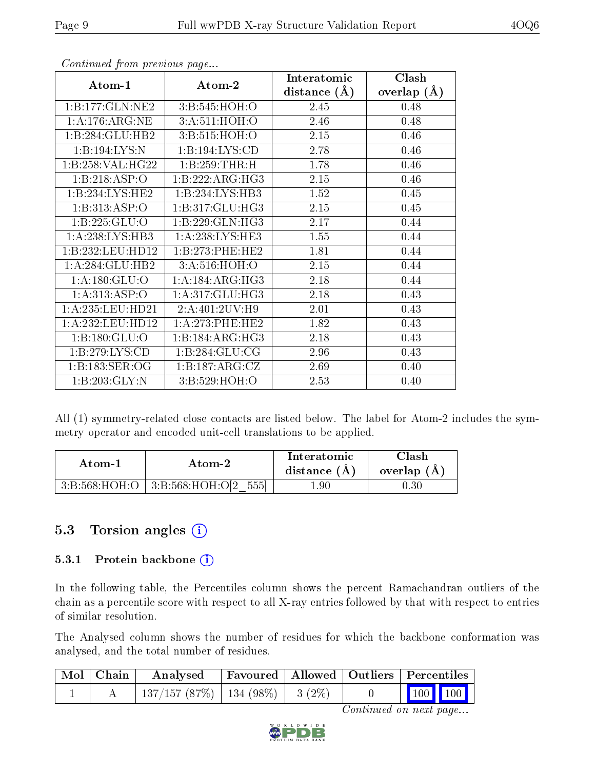*Continued from previous page...*

| Atom-1 | Atom-2 | Interatomic distance (Å) | Clash overlap (Å) |
|---|---|---|---|
| 1:B:177:GLN:NE2 | 3:B:545:HOH:O | 2.45 | 0.48 |
| 1:A:176:ARG:NE | 3:A:511:HOH:O | 2.46 | 0.48 |
| 1:B:284:GLU:HB2 | 3:B:515:HOH:O | 2.15 | 0.46 |
| 1:B:194:LYS:N | 1:B:194:LYS:CD | 2.78 | 0.46 |
| 1:B:258:VAL:HG22 | 1:B:259:THR:H | 1.78 | 0.46 |
| 1:B:218:ASP:O | 1:B:222:ARG:HG3 | 2.15 | 0.46 |
| 1:B:234:LYS:HE2 | 1:B:234:LYS:HB3 | 1.52 | 0.45 |
| 1:B:313:ASP:O | 1:B:317:GLU:HG3 | 2.15 | 0.45 |
| 1:B:225:GLU:O | 1:B:229:GLN:HG3 | 2.17 | 0.44 |
| 1:A:238:LYS:HB3 | 1:A:238:LYS:HE3 | 1.55 | 0.44 |
| 1:B:232:LEU:HD12 | 1:B:273:PHE:HE2 | 1.81 | 0.44 |
| 1:A:284:GLU:HB2 | 3:A:516:HOH:O | 2.15 | 0.44 |
| 1:A:180:GLU:O | 1:A:184:ARG:HG3 | 2.18 | 0.44 |
| 1:A:313:ASP:O | 1:A:317:GLU:HG3 | 2.18 | 0.43 |
| 1:A:235:LEU:HD21 | 2:A:401:2UV:H9 | 2.01 | 0.43 |
| 1:A:232:LEU:HD12 | 1:A:273:PHE:HE2 | 1.82 | 0.43 |
| 1:B:180:GLU:O | 1:B:184:ARG:HG3 | 2.18 | 0.43 |
| 1:B:279:LYS:CD | 1:B:284:GLU:CG | 2.96 | 0.43 |
| 1:B:183:SER:OG | 1:B:187:ARG:CZ | 2.69 | 0.40 |
| 1:B:203:GLY:N | 3:B:529:HOH:O | 2.53 | 0.40 |

All (1) symmetry-related close contacts are listed below. The label for Atom-2 includes the symmetry operator and encoded unit-cell translations to be applied.

| Atom-1 | Atom-2 | Interatomic distance (Å) | Clash overlap (Å) |
|---|---|---|---|
| 3:B:568:HOH:O | 3:B:568:HOH:O[2_555] | 1.90 | 0.30 |

### 5.3 Torsion angles

#### 5.3.1 Protein backbone

In the following table, the Percentiles column shows the percent Ramachandran outliers of the chain as a percentile score with respect to all X-ray entries followed by that with respect to entries of similar resolution.

The Analysed column shows the number of residues for which the backbone conformation was analysed, and the total number of residues.

| Mol | Chain | Analysed | Favoured | Allowed | Outliers | Percentiles | |
|---|---|---|---|---|---|---|---|
| 1 | A | 137/157 (87%) | 134 (98%) | 3 (2%) | 0 | 100 | 100 |

*Continued on next page...*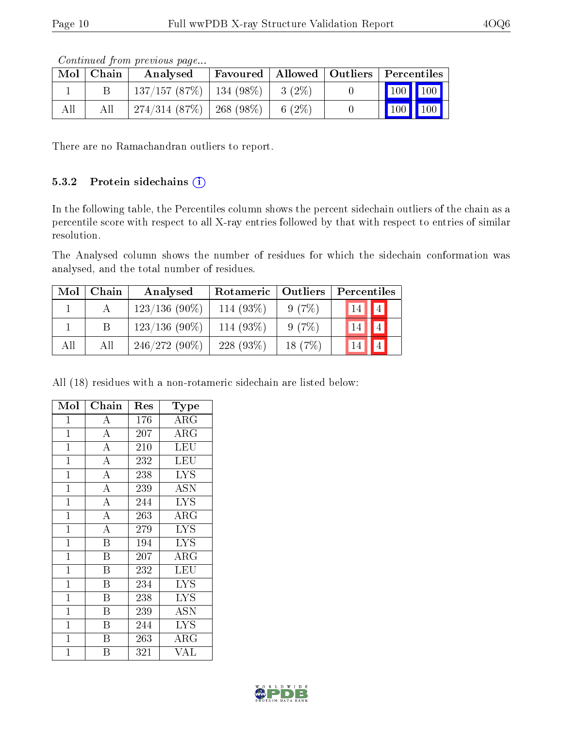*Continued from previous page...*

| Mol | Chain | Analysed | Favoured | Allowed | Outliers | Percentiles | |
|---|---|---|---|---|---|---|---|
| 1 | B | 137/157 (87%) | 134 (98%) | 3 (2%) | 0 | 100 | 100 |
| All | All | 274/314 (87%) | 268 (98%) | 6 (2%) | 0 | 100 | 100 |

There are no Ramachandran outliers to report.

### 5.3.2 Protein sidechains

In the following table, the Percentiles column shows the percent sidechain outliers of the chain as a percentile score with respect to all X-ray entries followed by that with respect to entries of similar resolution.

The Analysed column shows the number of residues for which the sidechain conformation was analysed, and the total number of residues.

| Mol | Chain | Analysed | Rotameric | Outliers | Percentiles | |
|---|---|---|---|---|---|---|
| 1 | A | 123/136 (90%) | 114 (93%) | 9 (7%) | 14 | 4 |
| 1 | B | 123/136 (90%) | 114 (93%) | 9 (7%) | 14 | 4 |
| All | All | 246/272 (90%) | 228 (93%) | 18 (7%) | 14 | 4 |

All (18) residues with a non-rotameric sidechain are listed below:

| Mol | Chain | Res | Type |
|---|---|---|---|
| 1 | A | 176 | ARG |
| 1 | A | 207 | ARG |
| 1 | A | 210 | LEU |
| 1 | A | 232 | LEU |
| 1 | A | 238 | LYS |
| 1 | A | 239 | ASN |
| 1 | A | 244 | LYS |
| 1 | A | 263 | ARG |
| 1 | A | 279 | LYS |
| 1 | B | 194 | LYS |
| 1 | B | 207 | ARG |
| 1 | B | 232 | LEU |
| 1 | B | 234 | LYS |
| 1 | B | 238 | LYS |
| 1 | B | 239 | ASN |
| 1 | B | 244 | LYS |
| 1 | B | 263 | ARG |
| 1 | B | 321 | VAL |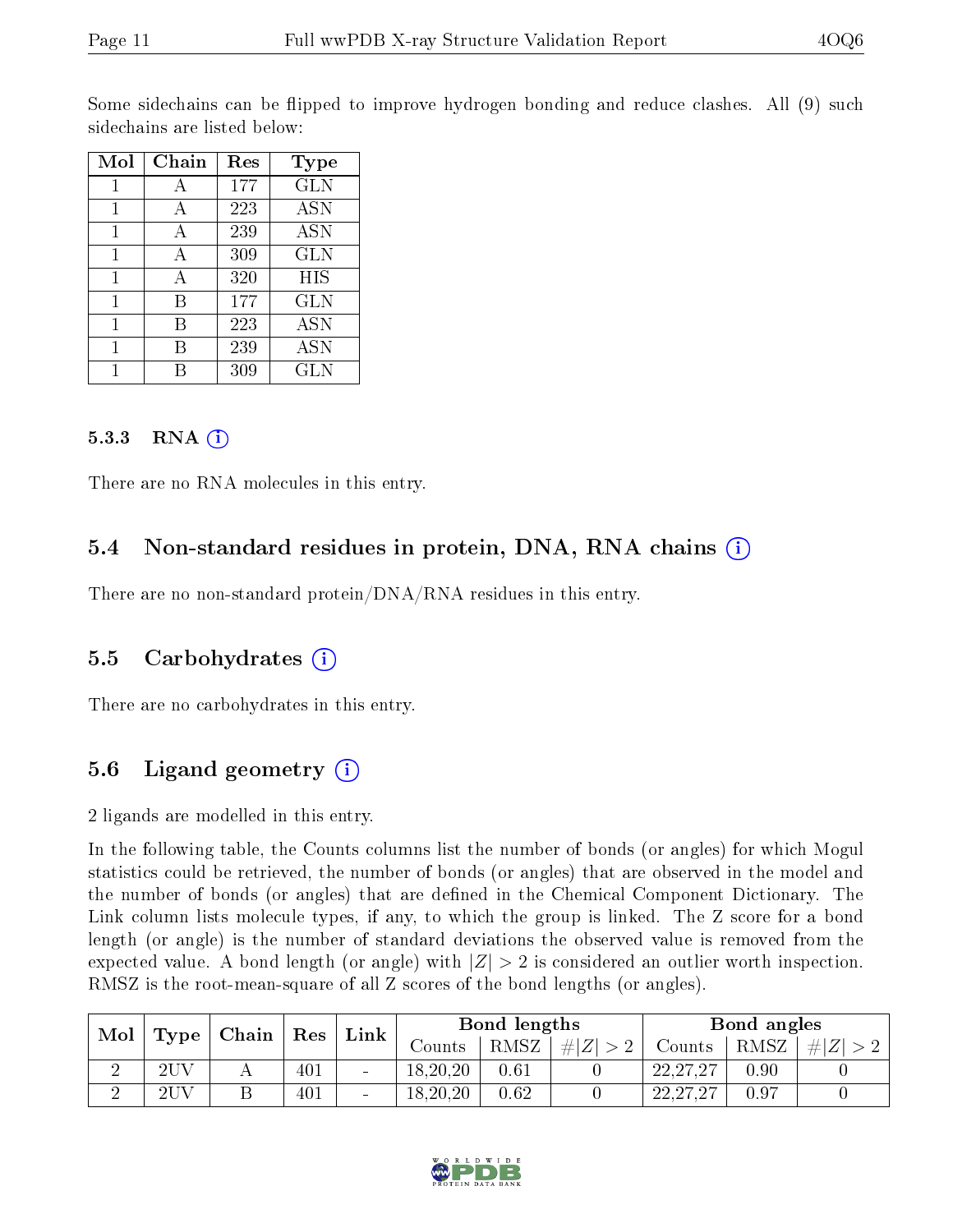Some sidechains can be flipped to improve hydrogen bonding and reduce clashes. All (9) such sidechains are listed below:

| Mol | Chain | Res | Type |
|---|---|---|---|
| 1 | A | 177 | GLN |
| 1 | A | 223 | ASN |
| 1 | A | 239 | ASN |
| 1 | A | 309 | GLN |
| 1 | A | 320 | HIS |
| 1 | B | 177 | GLN |
| 1 | B | 223 | ASN |
| 1 | B | 239 | ASN |
| 1 | B | 309 | GLN |

### 5.3.3 RNA

There are no RNA molecules in this entry.

## 5.4 Non-standard residues in protein, DNA, RNA chains

There are no non-standard protein/DNA/RNA residues in this entry.

## 5.5 Carbohydrates

There are no carbohydrates in this entry.

## 5.6 Ligand geometry

2 ligands are modelled in this entry.

In the following table, the Counts columns list the number of bonds (or angles) for which Mogul statistics could be retrieved, the number of bonds (or angles) that are observed in the model and the number of bonds (or angles) that are defined in the Chemical Component Dictionary. The Link column lists molecule types, if any, to which the group is linked. The Z score for a bond length (or angle) is the number of standard deviations the observed value is removed from the expected value. A bond length (or angle) with $|Z| > 2$ is considered an outlier worth inspection. RMSZ is the root-mean-square of all Z scores of the bond lengths (or angles).

| Mol | Type | Chain | Res | Link | Bond lengths | | | Bond angles | | |
|---|---|---|---|---|---|---|---|---|---|---|
| | | | | | Counts | RMSZ | $\#\|Z\| > 2$ | Counts | RMSZ | $\#\|Z\| > 2$ |
| 2 | 2UV | A | 401 | - | 18,20,20 | 0.61 | 0 | 22,27,27 | 0.90 | 0 |
| 2 | 2UV | B | 401 | - | 18,20,20 | 0.62 | 0 | 22,27,27 | 0.97 | 0 |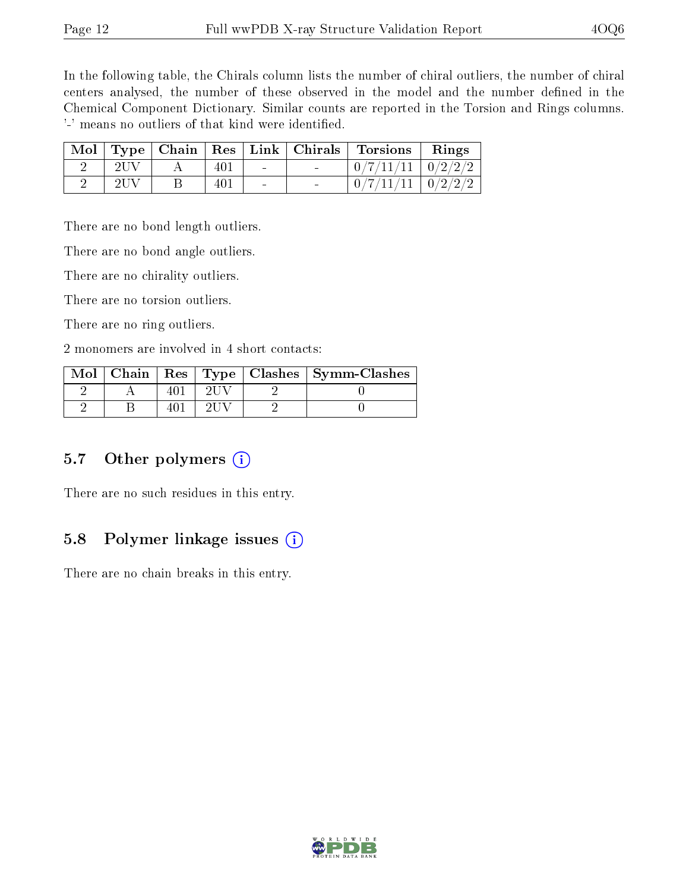In the following table, the Chirals column lists the number of chiral outliers, the number of chiral centers analysed, the number of these observed in the model and the number defined in the Chemical Component Dictionary. Similar counts are reported in the Torsion and Rings columns. '-' means no outliers of that kind were identified.

| Mol | Type | Chain | Res | Link | Chirals | Torsions | Rings |
|---|---|---|---|---|---|---|---|
| 2 | 2UV | A | 401 | - | - | 0/7/11/11 | 0/2/2/2 |
| 2 | 2UV | B | 401 | - | - | 0/7/11/11 | 0/2/2/2 |

There are no bond length outliers.

There are no bond angle outliers.

There are no chirality outliers.

There are no torsion outliers.

There are no ring outliers.

2 monomers are involved in 4 short contacts:

| Mol | Chain | Res | Type | Clashes | Symm-Clashes |
|---|---|---|---|---|---|
| 2 | A | 401 | 2UV | 2 | 0 |
| 2 | B | 401 | 2UV | 2 | 0 |

## 5.7 Other polymers

There are no such residues in this entry.

## 5.8 Polymer linkage issues

There are no chain breaks in this entry.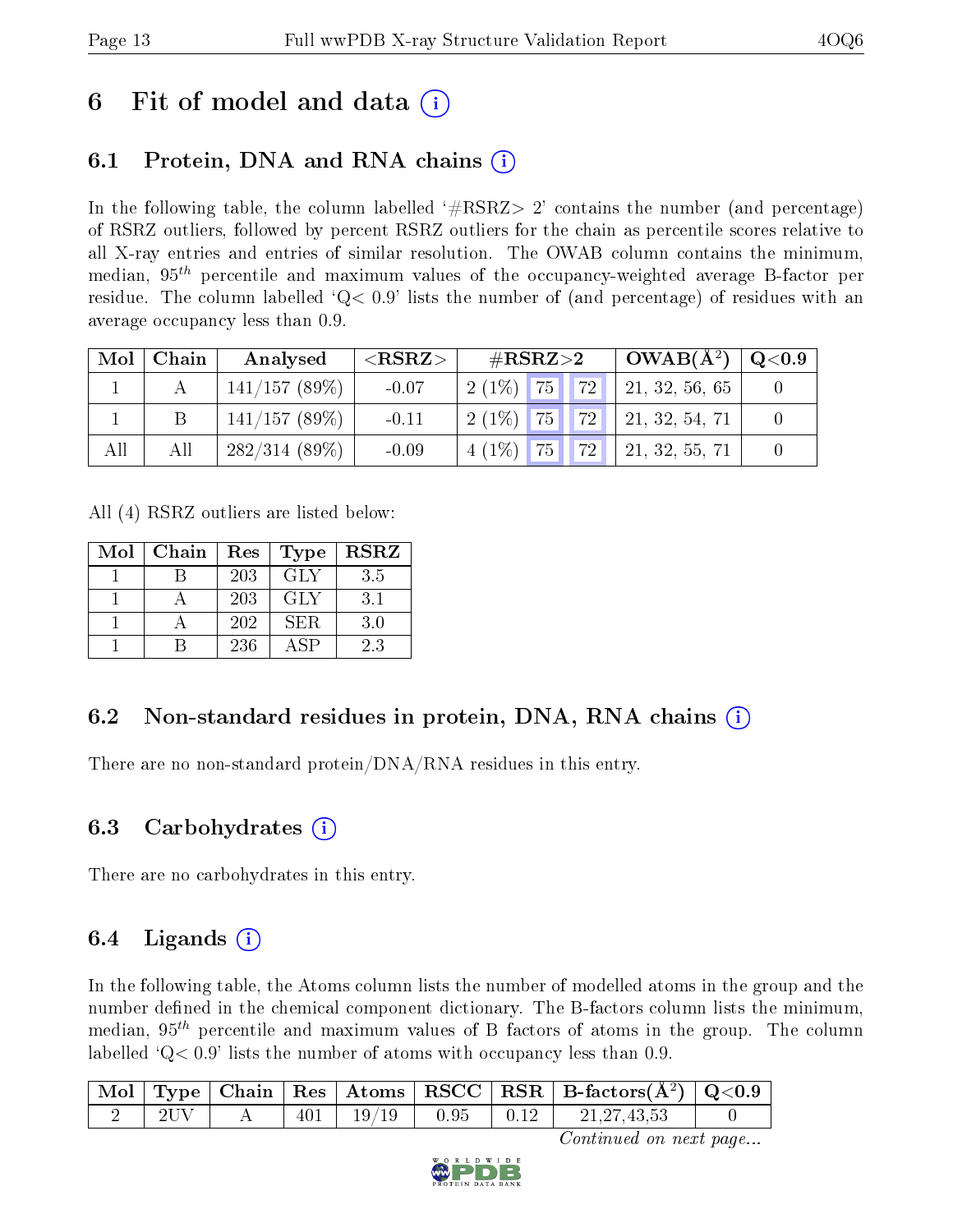# 6 Fit of model and data (i)

## 6.1 Protein, DNA and RNA chains (i)

In the following table, the column labelled '#RSRZ> 2' contains the number (and percentage) of RSRZ outliers, followed by percent RSRZ outliers for the chain as percentile scores relative to all X-ray entries and entries of similar resolution. The OWAB column contains the minimum, median, $95^{th}$ percentile and maximum values of the occupancy-weighted average B-factor per residue. The column labelled 'Q< 0.9' lists the number of (and percentage) of residues with an average occupancy less than 0.9.

| Mol | Chain | Analysed | <RSRZ> | #RSRZ>2 | | | OWAB(Å$^2$) | Q<0.9 |
|---|---|---|---|---|---|---|---|---|
| 1 | A | 141/157 (89%) | -0.07 | 2 (1%) | 75 | 72 | 21, 32, 56, 65 | 0 |
| 1 | B | 141/157 (89%) | -0.11 | 2 (1%) | 75 | 72 | 21, 32, 54, 71 | 0 |
| All | All | 282/314 (89%) | -0.09 | 4 (1%) | 75 | 72 | 21, 32, 55, 71 | 0 |

All (4) RSRZ outliers are listed below:

| Mol | Chain | Res | Type | RSRZ |
|---|---|---|---|---|
| 1 | B | 203 | GLY | 3.5 |
| 1 | A | 203 | GLY | 3.1 |
| 1 | A | 202 | SER | 3.0 |
| 1 | B | 236 | ASP | 2.3 |

## 6.2 Non-standard residues in protein, DNA, RNA chains (i)

There are no non-standard protein/DNA/RNA residues in this entry.

## 6.3 Carbohydrates (i)

There are no carbohydrates in this entry.

## 6.4 Ligands (i)

In the following table, the Atoms column lists the number of modelled atoms in the group and the number defined in the chemical component dictionary. The B-factors column lists the minimum, median, $95^{th}$ percentile and maximum values of B factors of atoms in the group. The column labelled 'Q< 0.9' lists the number of atoms with occupancy less than 0.9.

| Mol | Type | Chain | Res | Atoms | RSCC | RSR | B-factors(Å$^2$) | Q<0.9 |
|---|---|---|---|---|---|---|---|---|
| 2 | 2UV | A | 401 | 19/19 | 0.95 | 0.12 | 21,27,43,53 | 0 |

*Continued on next page...*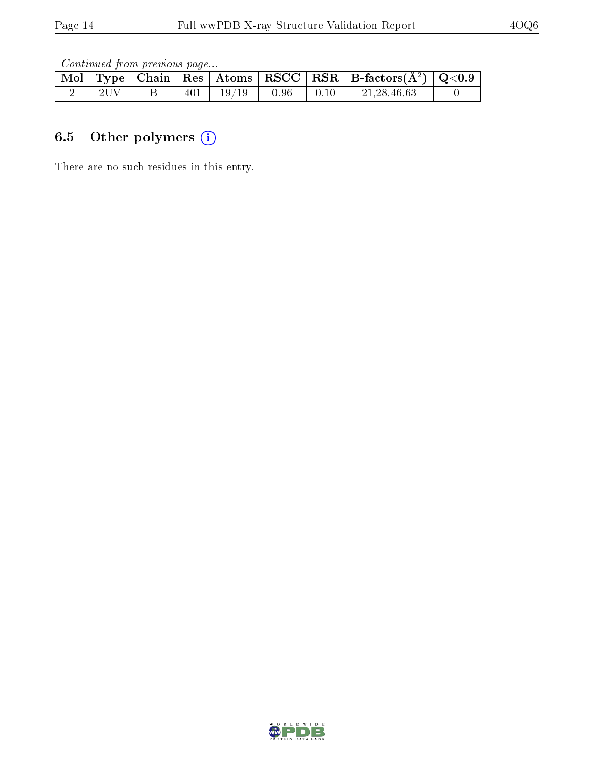*Continued from previous page...*

| Mol | Type | Chain | Res | Atoms | RSCC | RSR | B-factors($Å^2$) | Q<0.9 |
|---|---|---|---|---|---|---|---|---|
| 2 | 2UV | B | 401 | 19/19 | 0.96 | 0.10 | 21,28,46,63 | 0 |

### 6.5 Other polymers

There are no such residues in this entry.